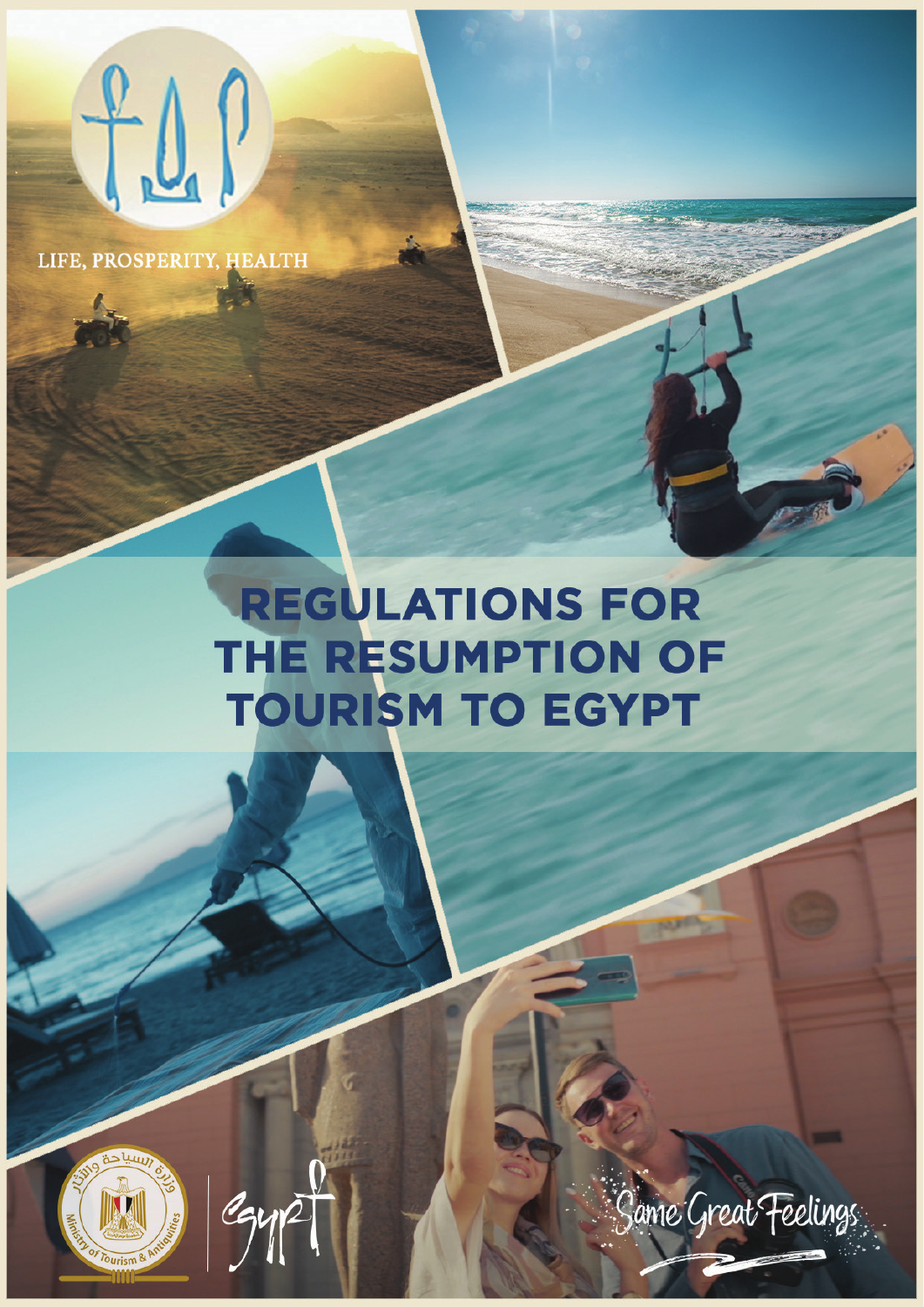LIFE, PROSPERITY, HEALTH

# REGULATIONS FOR THE RESUMPTION OF TOURISM TO EGYPT

Ministry of Tourism & Antiquities

Egypt

Same Great Feelings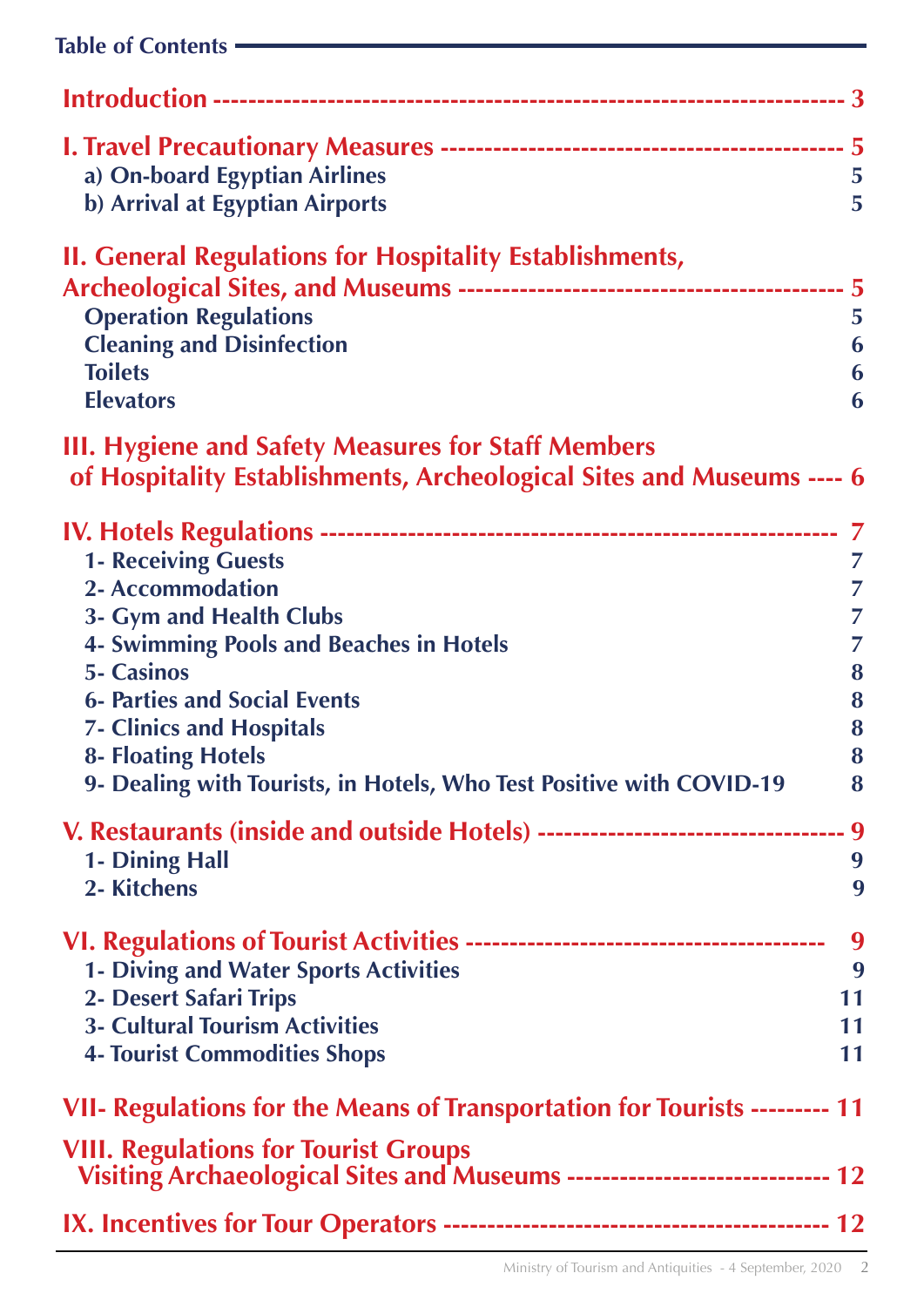## Table of Contents

**Introduction ---------------------------------------------------------------------- 3**

**I. Travel Precautionary Measures -------------------------------------------- 5**
- a) On-board Egyptian Airlines 5
- b) Arrival at Egyptian Airports 5

**II. General Regulations for Hospitality Establishments, Archeological Sites, and Museums ------------------------------------------ 5**
- Operation Regulations 5
- Cleaning and Disinfection 6
- Toilets 6
- Elevators 6

**III. Hygiene and Safety Measures for Staff Members of Hospitality Establishments, Archeological Sites and Museums ---- 6**

**IV. Hotels Regulations ------------------------------------------------------------ 7**
- 1- Receiving Guests 7
- 2- Accommodation 7
- 3- Gym and Health Clubs 7
- 4- Swimming Pools and Beaches in Hotels 7
- 5- Casinos 8
- 6- Parties and Social Events 8
- 7- Clinics and Hospitals 8
- 8- Floating Hotels 8
- 9- Dealing with Tourists, in Hotels, Who Test Positive with COVID-19 8

**V. Restaurants (inside and outside Hotels) ---------------------------------- 9**
- 1- Dining Hall 9
- 2- Kitchens 9

**VI. Regulations of Tourist Activities --------------------------------------- 9**
- 1- Diving and Water Sports Activities 9
- 2- Desert Safari Trips 11
- 3- Cultural Tourism Activities 11
- 4- Tourist Commodities Shops 11

**VII- Regulations for the Means of Transportation for Tourists --------- 11**

**VIII. Regulations for Tourist Groups Visiting Archaeological Sites and Museums ----------------------------- 12**

**IX. Incentives for Tour Operators -------------------------------------------- 12**

Ministry of Tourism and Antiquities - 4 September, 2020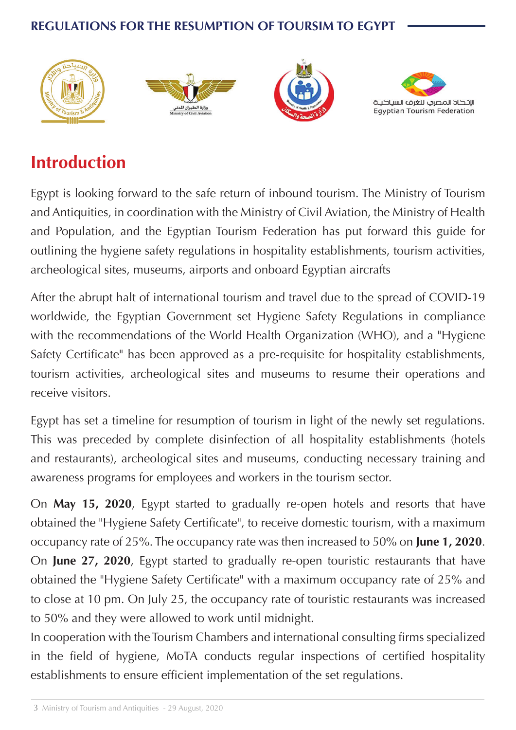# REGULATIONS FOR THE RESUMPTION OF TOURISM TO EGYPT

## Introduction

Egypt is looking forward to the safe return of inbound tourism. The Ministry of Tourism and Antiquities, in coordination with the Ministry of Civil Aviation, the Ministry of Health and Population, and the Egyptian Tourism Federation has put forward this guide for outlining the hygiene safety regulations in hospitality establishments, tourism activities, archeological sites, museums, airports and onboard Egyptian aircrafts

After the abrupt halt of international tourism and travel due to the spread of COVID-19 worldwide, the Egyptian Government set Hygiene Safety Regulations in compliance with the recommendations of the World Health Organization (WHO), and a "Hygiene Safety Certificate" has been approved as a pre-requisite for hospitality establishments, tourism activities, archeological sites and museums to resume their operations and receive visitors.

Egypt has set a timeline for resumption of tourism in light of the newly set regulations. This was preceded by complete disinfection of all hospitality establishments (hotels and restaurants), archeological sites and museums, conducting necessary training and awareness programs for employees and workers in the tourism sector.

On **May 15, 2020**, Egypt started to gradually re-open hotels and resorts that have obtained the "Hygiene Safety Certificate", to receive domestic tourism, with a maximum occupancy rate of 25%. The occupancy rate was then increased to 50% on **June 1, 2020**. On **June 27, 2020**, Egypt started to gradually re-open touristic restaurants that have obtained the "Hygiene Safety Certificate" with a maximum occupancy rate of 25% and to close at 10 pm. On July 25, the occupancy rate of touristic restaurants was increased to 50% and they were allowed to work until midnight.

In cooperation with the Tourism Chambers and international consulting firms specialized in the field of hygiene, MoTA conducts regular inspections of certified hospitality establishments to ensure efficient implementation of the set regulations.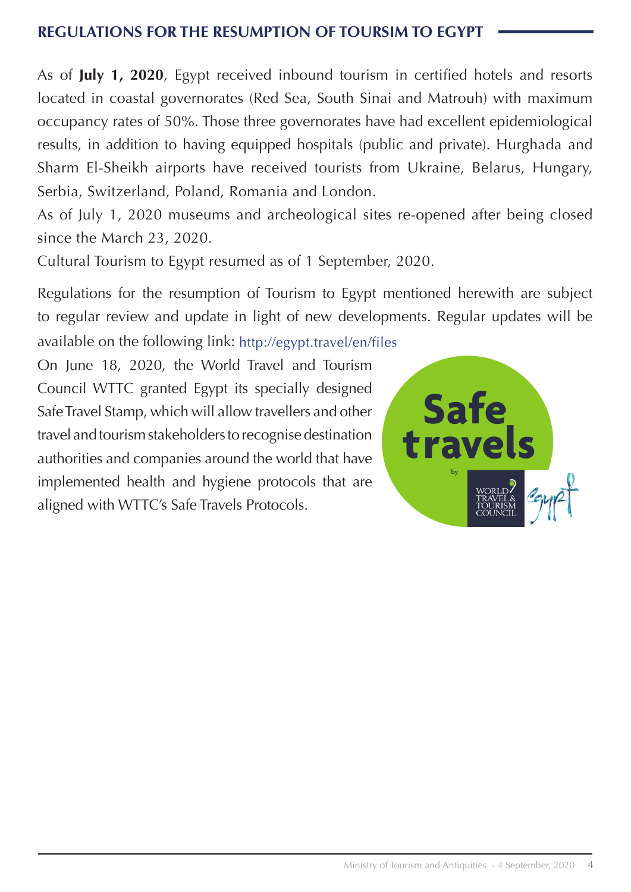## REGULATIONS FOR THE RESUMPTION OF TOURSIM TO EGYPT

As of **July 1, 2020**, Egypt received inbound tourism in certified hotels and resorts located in coastal governorates (Red Sea, South Sinai and Matrouh) with maximum occupancy rates of 50%. Those three governorates have had excellent epidemiological results, in addition to having equipped hospitals (public and private). Hurghada and Sharm El-Sheikh airports have received tourists from Ukraine, Belarus, Hungary, Serbia, Switzerland, Poland, Romania and London.

As of July 1, 2020 museums and archeological sites re-opened after being closed since the March 23, 2020.

Cultural Tourism to Egypt resumed as of 1 September, 2020.

Regulations for the resumption of Tourism to Egypt mentioned herewith are subject to regular review and update in light of new developments. Regular updates will be available on the following link: http://egypt.travel/en/files

On June 18, 2020, the World Travel and Tourism Council WTTC granted Egypt its specially designed Safe Travel Stamp, which will allow travellers and other travel and tourism stakeholders to recognise destination authorities and companies around the world that have implemented health and hygiene protocols that are aligned with WTTC's Safe Travels Protocols.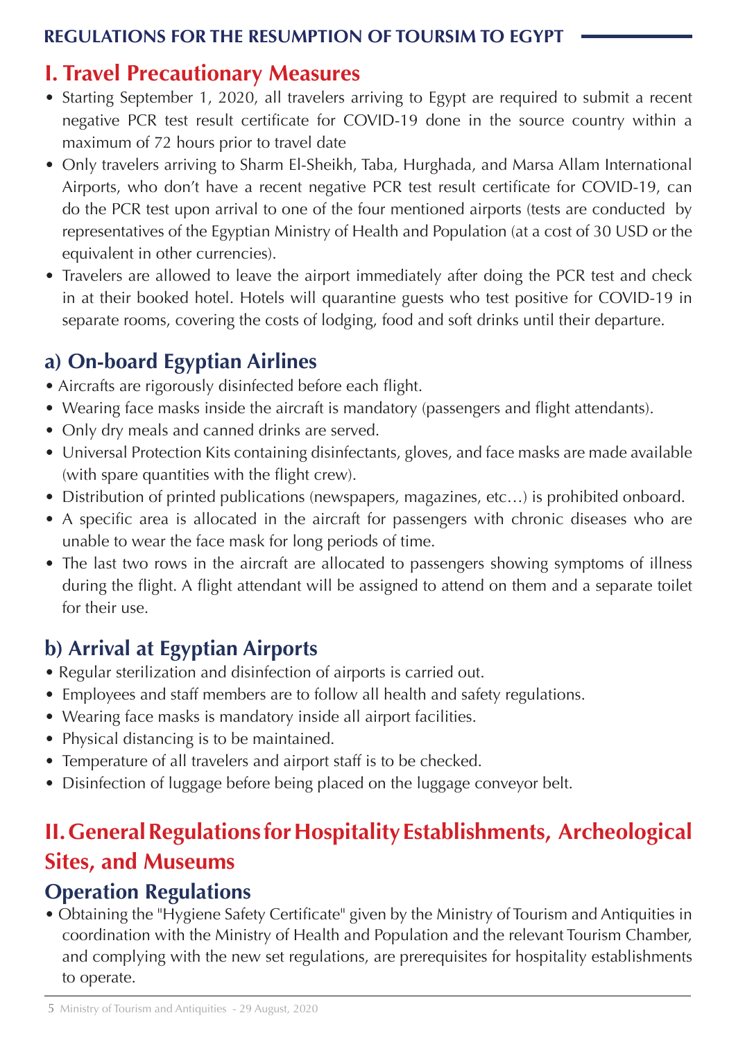**REGULATIONS FOR THE RESUMPTION OF TOURSIM TO EGYPT**

## I. Travel Precautionary Measures

- Starting September 1, 2020, all travelers arriving to Egypt are required to submit a recent negative PCR test result certificate for COVID-19 done in the source country within a maximum of 72 hours prior to travel date
- Only travelers arriving to Sharm El-Sheikh, Taba, Hurghada, and Marsa Allam International Airports, who don't have a recent negative PCR test result certificate for COVID-19, can do the PCR test upon arrival to one of the four mentioned airports (tests are conducted by representatives of the Egyptian Ministry of Health and Population (at a cost of 30 USD or the equivalent in other currencies).
- Travelers are allowed to leave the airport immediately after doing the PCR test and check in at their booked hotel. Hotels will quarantine guests who test positive for COVID-19 in separate rooms, covering the costs of lodging, food and soft drinks until their departure.

### a) On-board Egyptian Airlines

- Aircrafts are rigorously disinfected before each flight.
- Wearing face masks inside the aircraft is mandatory (passengers and flight attendants).
- Only dry meals and canned drinks are served.
- Universal Protection Kits containing disinfectants, gloves, and face masks are made available (with spare quantities with the flight crew).
- Distribution of printed publications (newspapers, magazines, etc…) is prohibited onboard.
- A specific area is allocated in the aircraft for passengers with chronic diseases who are unable to wear the face mask for long periods of time.
- The last two rows in the aircraft are allocated to passengers showing symptoms of illness during the flight. A flight attendant will be assigned to attend on them and a separate toilet for their use.

### b) Arrival at Egyptian Airports

- Regular sterilization and disinfection of airports is carried out.
- Employees and staff members are to follow all health and safety regulations.
- Wearing face masks is mandatory inside all airport facilities.
- Physical distancing is to be maintained.
- Temperature of all travelers and airport staff is to be checked.
- Disinfection of luggage before being placed on the luggage conveyor belt.

## II. General Regulations for Hospitality Establishments, Archeological Sites, and Museums

### Operation Regulations

- Obtaining the "Hygiene Safety Certificate" given by the Ministry of Tourism and Antiquities in coordination with the Ministry of Health and Population and the relevant Tourism Chamber, and complying with the new set regulations, are prerequisites for hospitality establishments to operate.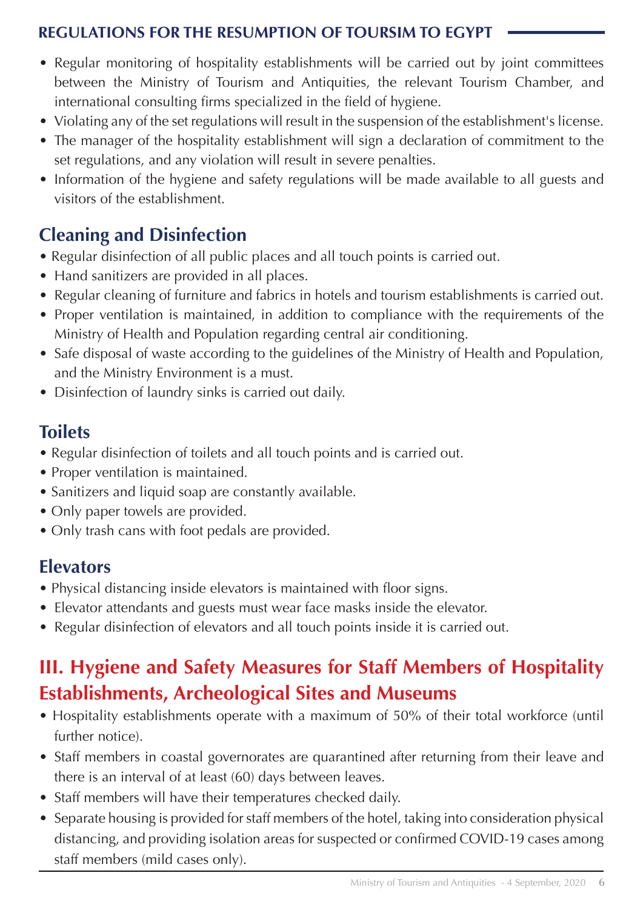- Regular monitoring of hospitality establishments will be carried out by joint committees between the Ministry of Tourism and Antiquities, the relevant Tourism Chamber, and international consulting firms specialized in the field of hygiene.
- Violating any of the set regulations will result in the suspension of the establishment's license.
- The manager of the hospitality establishment will sign a declaration of commitment to the set regulations, and any violation will result in severe penalties.
- Information of the hygiene and safety regulations will be made available to all guests and visitors of the establishment.

## Cleaning and Disinfection

- Regular disinfection of all public places and all touch points is carried out.
- Hand sanitizers are provided in all places.
- Regular cleaning of furniture and fabrics in hotels and tourism establishments is carried out.
- Proper ventilation is maintained, in addition to compliance with the requirements of the Ministry of Health and Population regarding central air conditioning.
- Safe disposal of waste according to the guidelines of the Ministry of Health and Population, and the Ministry Environment is a must.
- Disinfection of laundry sinks is carried out daily.

## Toilets

- Regular disinfection of toilets and all touch points and is carried out.
- Proper ventilation is maintained.
- Sanitizers and liquid soap are constantly available.
- Only paper towels are provided.
- Only trash cans with foot pedals are provided.

## Elevators

- Physical distancing inside elevators is maintained with floor signs.
- Elevator attendants and guests must wear face masks inside the elevator.
- Regular disinfection of elevators and all touch points inside it is carried out.

# III. Hygiene and Safety Measures for Staff Members of Hospitality Establishments, Archeological Sites and Museums

- Hospitality establishments operate with a maximum of 50% of their total workforce (until further notice).
- Staff members in coastal governorates are quarantined after returning from their leave and there is an interval of at least (60) days between leaves.
- Staff members will have their temperatures checked daily.
- Separate housing is provided for staff members of the hotel, taking into consideration physical distancing, and providing isolation areas for suspected or confirmed COVID-19 cases among staff members (mild cases only).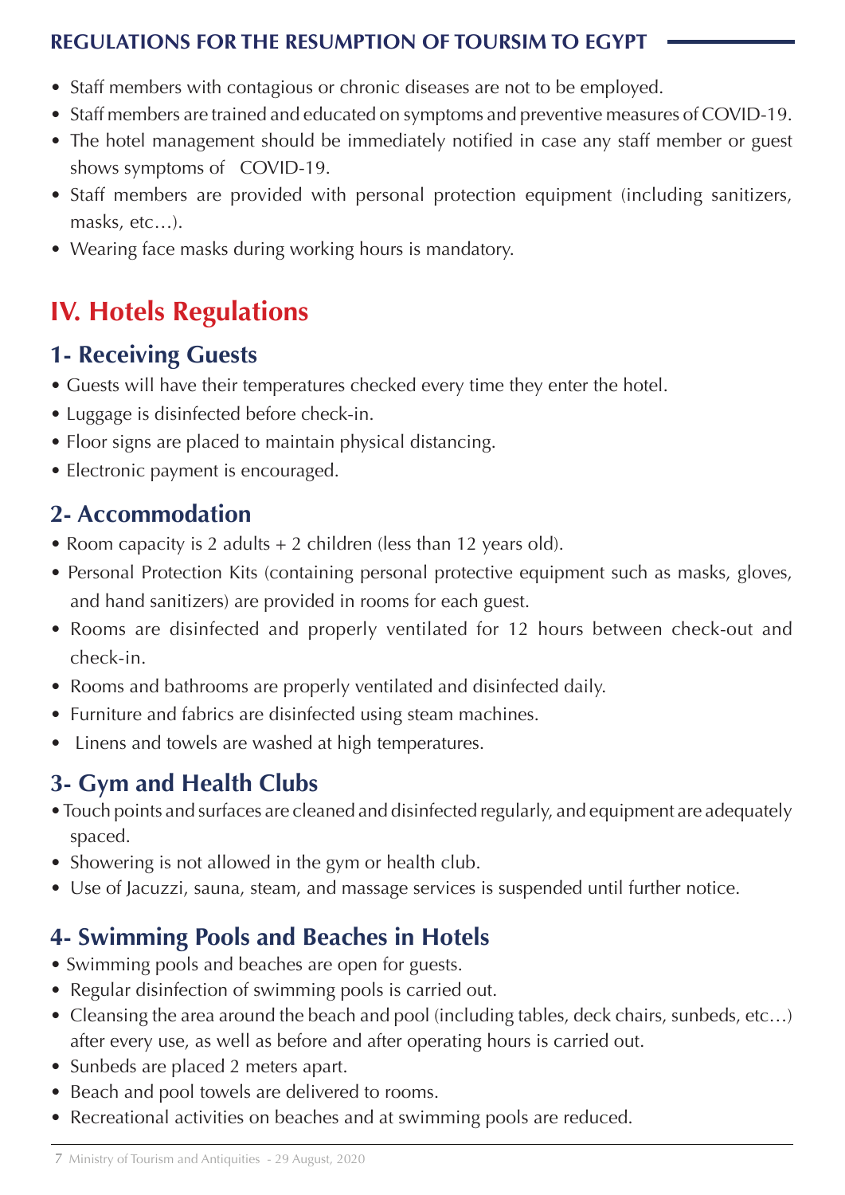- Staff members with contagious or chronic diseases are not to be employed.
- Staff members are trained and educated on symptoms and preventive measures of COVID-19.
- The hotel management should be immediately notified in case any staff member or guest shows symptoms of COVID-19.
- Staff members are provided with personal protection equipment (including sanitizers, masks, etc…).
- Wearing face masks during working hours is mandatory.

# IV. Hotels Regulations

## 1- Receiving Guests

- Guests will have their temperatures checked every time they enter the hotel.
- Luggage is disinfected before check-in.
- Floor signs are placed to maintain physical distancing.
- Electronic payment is encouraged.

## 2- Accommodation

- Room capacity is 2 adults + 2 children (less than 12 years old).
- Personal Protection Kits (containing personal protective equipment such as masks, gloves, and hand sanitizers) are provided in rooms for each guest.
- Rooms are disinfected and properly ventilated for 12 hours between check-out and check-in.
- Rooms and bathrooms are properly ventilated and disinfected daily.
- Furniture and fabrics are disinfected using steam machines.
- Linens and towels are washed at high temperatures.

## 3- Gym and Health Clubs

- Touch points and surfaces are cleaned and disinfected regularly, and equipment are adequately spaced.
- Showering is not allowed in the gym or health club.
- Use of Jacuzzi, sauna, steam, and massage services is suspended until further notice.

## 4- Swimming Pools and Beaches in Hotels

- Swimming pools and beaches are open for guests.
- Regular disinfection of swimming pools is carried out.
- Cleansing the area around the beach and pool (including tables, deck chairs, sunbeds, etc…) after every use, as well as before and after operating hours is carried out.
- Sunbeds are placed 2 meters apart.
- Beach and pool towels are delivered to rooms.
- Recreational activities on beaches and at swimming pools are reduced.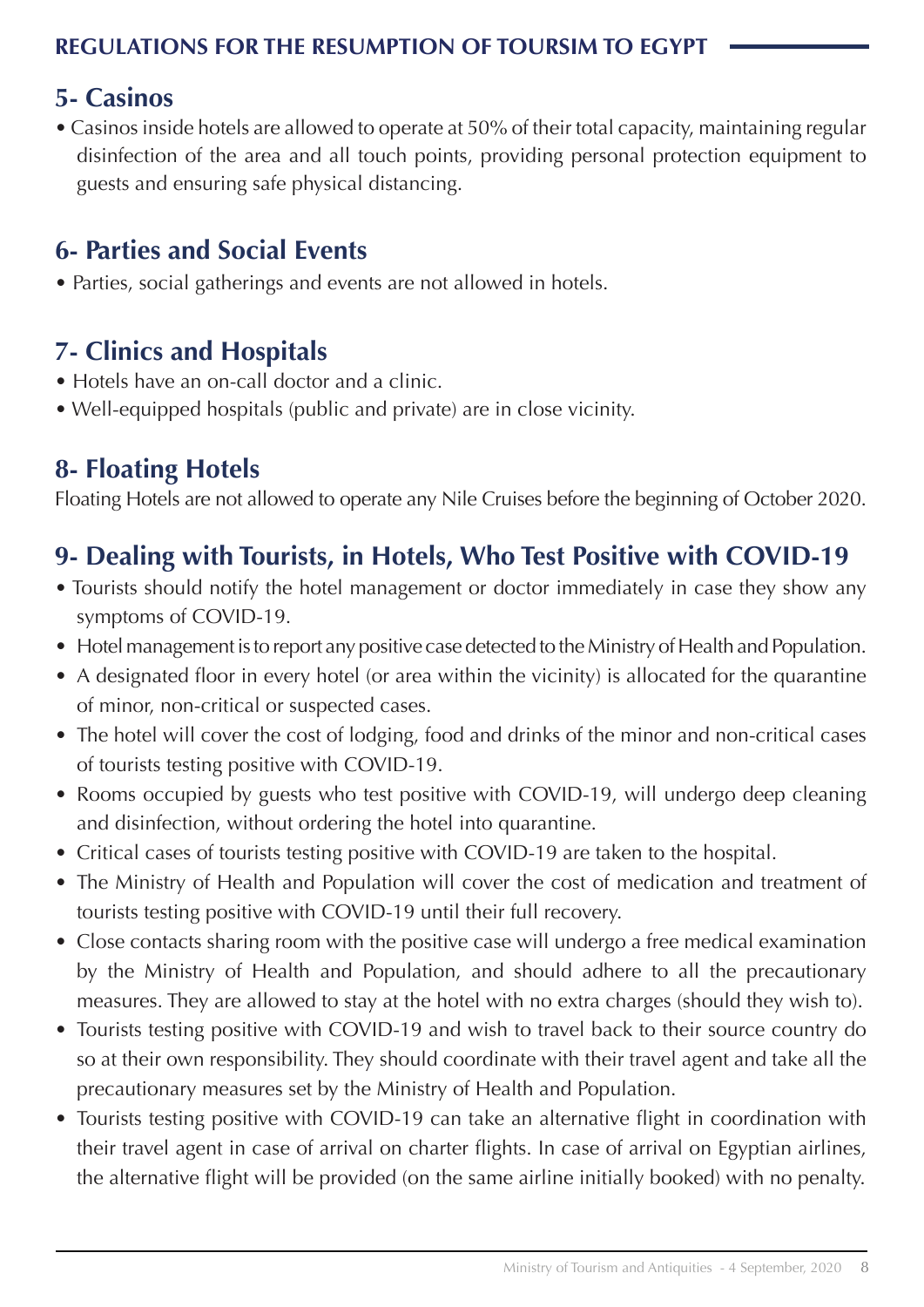## 5- Casinos

- Casinos inside hotels are allowed to operate at 50% of their total capacity, maintaining regular disinfection of the area and all touch points, providing personal protection equipment to guests and ensuring safe physical distancing.

## 6- Parties and Social Events

- Parties, social gatherings and events are not allowed in hotels.

## 7- Clinics and Hospitals

- Hotels have an on-call doctor and a clinic.
- Well-equipped hospitals (public and private) are in close vicinity.

## 8- Floating Hotels

Floating Hotels are not allowed to operate any Nile Cruises before the beginning of October 2020.

## 9- Dealing with Tourists, in Hotels, Who Test Positive with COVID-19

- Tourists should notify the hotel management or doctor immediately in case they show any symptoms of COVID-19.
- Hotel management is to report any positive case detected to the Ministry of Health and Population.
- A designated floor in every hotel (or area within the vicinity) is allocated for the quarantine of minor, non-critical or suspected cases.
- The hotel will cover the cost of lodging, food and drinks of the minor and non-critical cases of tourists testing positive with COVID-19.
- Rooms occupied by guests who test positive with COVID-19, will undergo deep cleaning and disinfection, without ordering the hotel into quarantine.
- Critical cases of tourists testing positive with COVID-19 are taken to the hospital.
- The Ministry of Health and Population will cover the cost of medication and treatment of tourists testing positive with COVID-19 until their full recovery.
- Close contacts sharing room with the positive case will undergo a free medical examination by the Ministry of Health and Population, and should adhere to all the precautionary measures. They are allowed to stay at the hotel with no extra charges (should they wish to).
- Tourists testing positive with COVID-19 and wish to travel back to their source country do so at their own responsibility. They should coordinate with their travel agent and take all the precautionary measures set by the Ministry of Health and Population.
- Tourists testing positive with COVID-19 can take an alternative flight in coordination with their travel agent in case of arrival on charter flights. In case of arrival on Egyptian airlines, the alternative flight will be provided (on the same airline initially booked) with no penalty.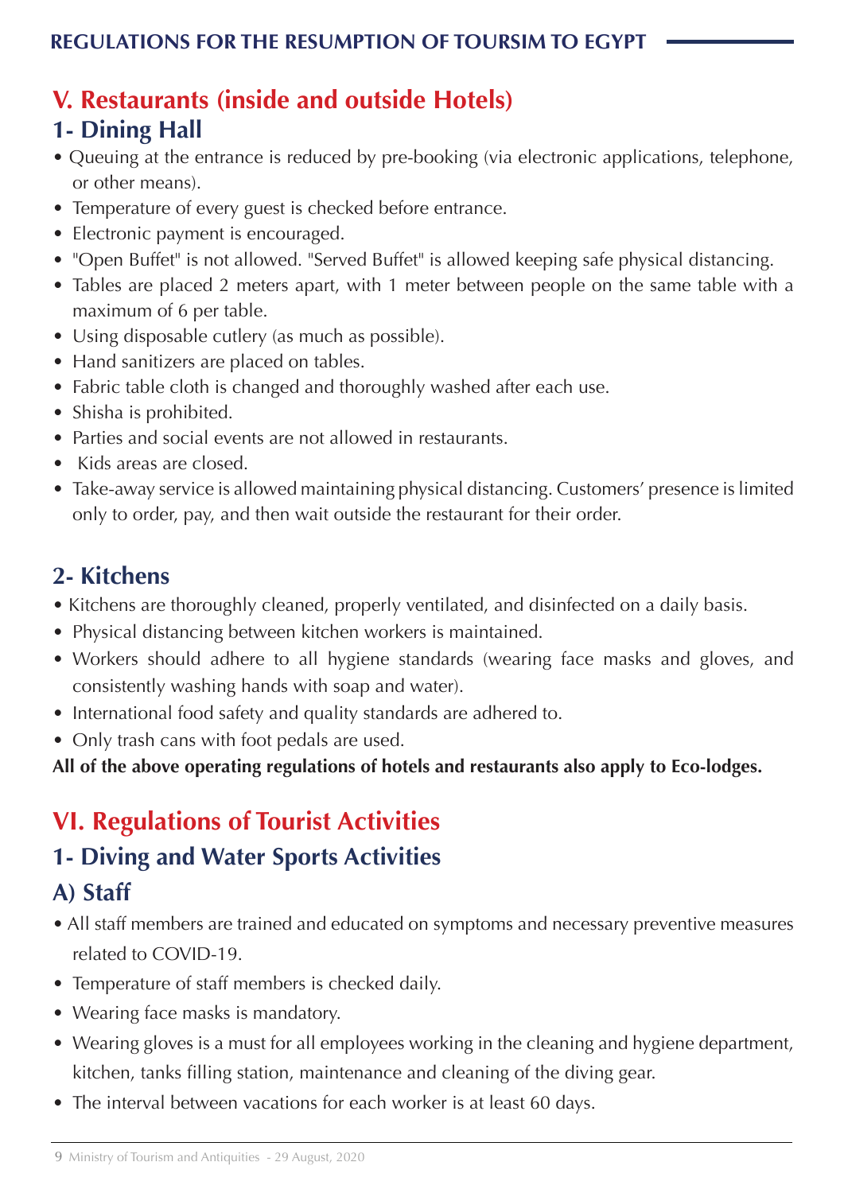## V. Restaurants (inside and outside Hotels)

### 1- Dining Hall

- Queuing at the entrance is reduced by pre-booking (via electronic applications, telephone, or other means).
- Temperature of every guest is checked before entrance.
- Electronic payment is encouraged.
- "Open Buffet" is not allowed. "Served Buffet" is allowed keeping safe physical distancing.
- Tables are placed 2 meters apart, with 1 meter between people on the same table with a maximum of 6 per table.
- Using disposable cutlery (as much as possible).
- Hand sanitizers are placed on tables.
- Fabric table cloth is changed and thoroughly washed after each use.
- Shisha is prohibited.
- Parties and social events are not allowed in restaurants.
- Kids areas are closed.
- Take-away service is allowed maintaining physical distancing. Customers' presence is limited only to order, pay, and then wait outside the restaurant for their order.

### 2- Kitchens

- Kitchens are thoroughly cleaned, properly ventilated, and disinfected on a daily basis.
- Physical distancing between kitchen workers is maintained.
- Workers should adhere to all hygiene standards (wearing face masks and gloves, and consistently washing hands with soap and water).
- International food safety and quality standards are adhered to.
- Only trash cans with foot pedals are used.

**All of the above operating regulations of hotels and restaurants also apply to Eco-lodges.**

## VI. Regulations of Tourist Activities

### 1- Diving and Water Sports Activities

### A) Staff

- All staff members are trained and educated on symptoms and necessary preventive measures related to COVID-19.
- Temperature of staff members is checked daily.
- Wearing face masks is mandatory.
- Wearing gloves is a must for all employees working in the cleaning and hygiene department, kitchen, tanks filling station, maintenance and cleaning of the diving gear.
- The interval between vacations for each worker is at least 60 days.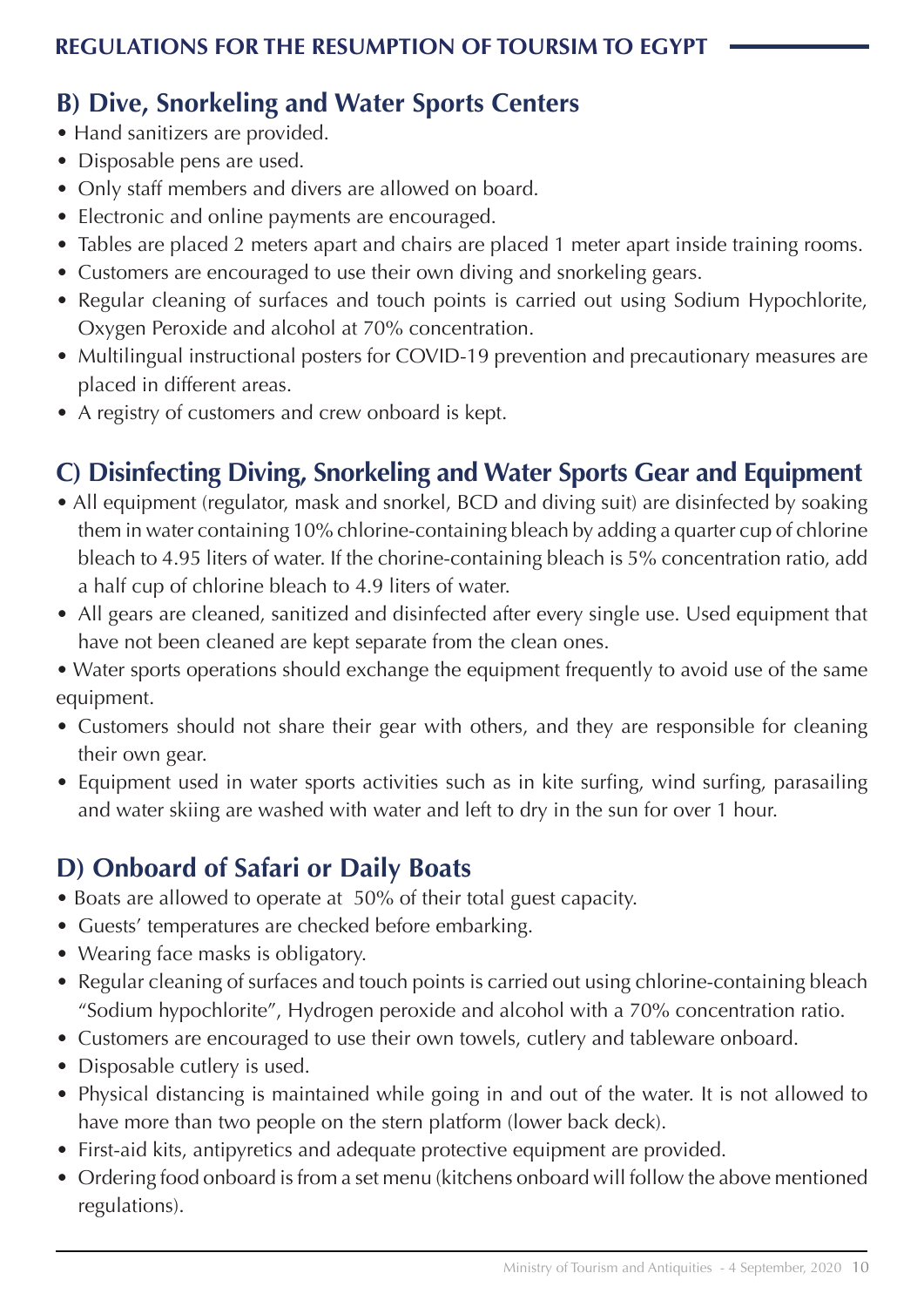## B) Dive, Snorkeling and Water Sports Centers

- Hand sanitizers are provided.
- Disposable pens are used.
- Only staff members and divers are allowed on board.
- Electronic and online payments are encouraged.
- Tables are placed 2 meters apart and chairs are placed 1 meter apart inside training rooms.
- Customers are encouraged to use their own diving and snorkeling gears.
- Regular cleaning of surfaces and touch points is carried out using Sodium Hypochlorite, Oxygen Peroxide and alcohol at 70% concentration.
- Multilingual instructional posters for COVID-19 prevention and precautionary measures are placed in different areas.
- A registry of customers and crew onboard is kept.

## C) Disinfecting Diving, Snorkeling and Water Sports Gear and Equipment

- All equipment (regulator, mask and snorkel, BCD and diving suit) are disinfected by soaking them in water containing 10% chlorine-containing bleach by adding a quarter cup of chlorine bleach to 4.95 liters of water. If the chorine-containing bleach is 5% concentration ratio, add a half cup of chlorine bleach to 4.9 liters of water.
- All gears are cleaned, sanitized and disinfected after every single use. Used equipment that have not been cleaned are kept separate from the clean ones.
- Water sports operations should exchange the equipment frequently to avoid use of the same equipment.
- Customers should not share their gear with others, and they are responsible for cleaning their own gear.
- Equipment used in water sports activities such as in kite surfing, wind surfing, parasailing and water skiing are washed with water and left to dry in the sun for over 1 hour.

## D) Onboard of Safari or Daily Boats

- Boats are allowed to operate at 50% of their total guest capacity.
- Guests' temperatures are checked before embarking.
- Wearing face masks is obligatory.
- Regular cleaning of surfaces and touch points is carried out using chlorine-containing bleach "Sodium hypochlorite", Hydrogen peroxide and alcohol with a 70% concentration ratio.
- Customers are encouraged to use their own towels, cutlery and tableware onboard.
- Disposable cutlery is used.
- Physical distancing is maintained while going in and out of the water. It is not allowed to have more than two people on the stern platform (lower back deck).
- First-aid kits, antipyretics and adequate protective equipment are provided.
- Ordering food onboard is from a set menu (kitchens onboard will follow the above mentioned regulations).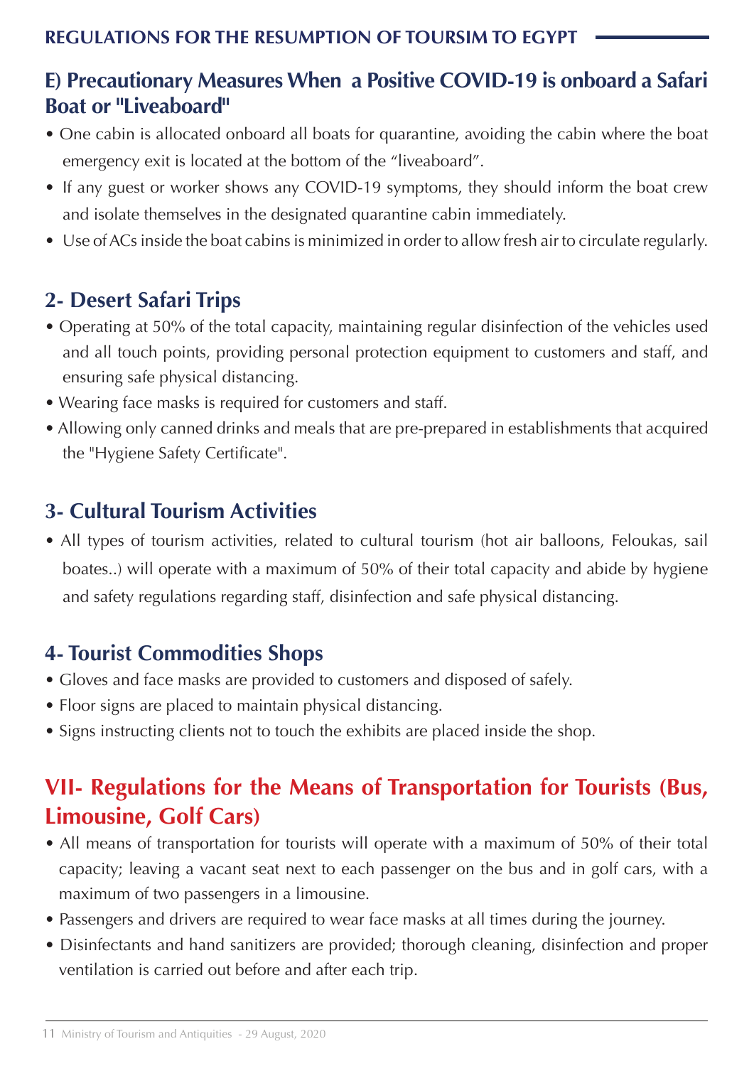### E) Precautionary Measures When a Positive COVID-19 is onboard a Safari Boat or "Liveaboard"

- One cabin is allocated onboard all boats for quarantine, avoiding the cabin where the boat emergency exit is located at the bottom of the “liveaboard”.
- If any guest or worker shows any COVID-19 symptoms, they should inform the boat crew and isolate themselves in the designated quarantine cabin immediately.
- Use of ACs inside the boat cabins is minimized in order to allow fresh air to circulate regularly.

### 2- Desert Safari Trips

- Operating at 50% of the total capacity, maintaining regular disinfection of the vehicles used and all touch points, providing personal protection equipment to customers and staff, and ensuring safe physical distancing.
- Wearing face masks is required for customers and staff.
- Allowing only canned drinks and meals that are pre-prepared in establishments that acquired the "Hygiene Safety Certificate".

### 3- Cultural Tourism Activities

- All types of tourism activities, related to cultural tourism (hot air balloons, Feloukas, sail boates..) will operate with a maximum of 50% of their total capacity and abide by hygiene and safety regulations regarding staff, disinfection and safe physical distancing.

### 4- Tourist Commodities Shops

- Gloves and face masks are provided to customers and disposed of safely.
- Floor signs are placed to maintain physical distancing.
- Signs instructing clients not to touch the exhibits are placed inside the shop.

## VII- Regulations for the Means of Transportation for Tourists (Bus, Limousine, Golf Cars)

- All means of transportation for tourists will operate with a maximum of 50% of their total capacity; leaving a vacant seat next to each passenger on the bus and in golf cars, with a maximum of two passengers in a limousine.
- Passengers and drivers are required to wear face masks at all times during the journey.
- Disinfectants and hand sanitizers are provided; thorough cleaning, disinfection and proper ventilation is carried out before and after each trip.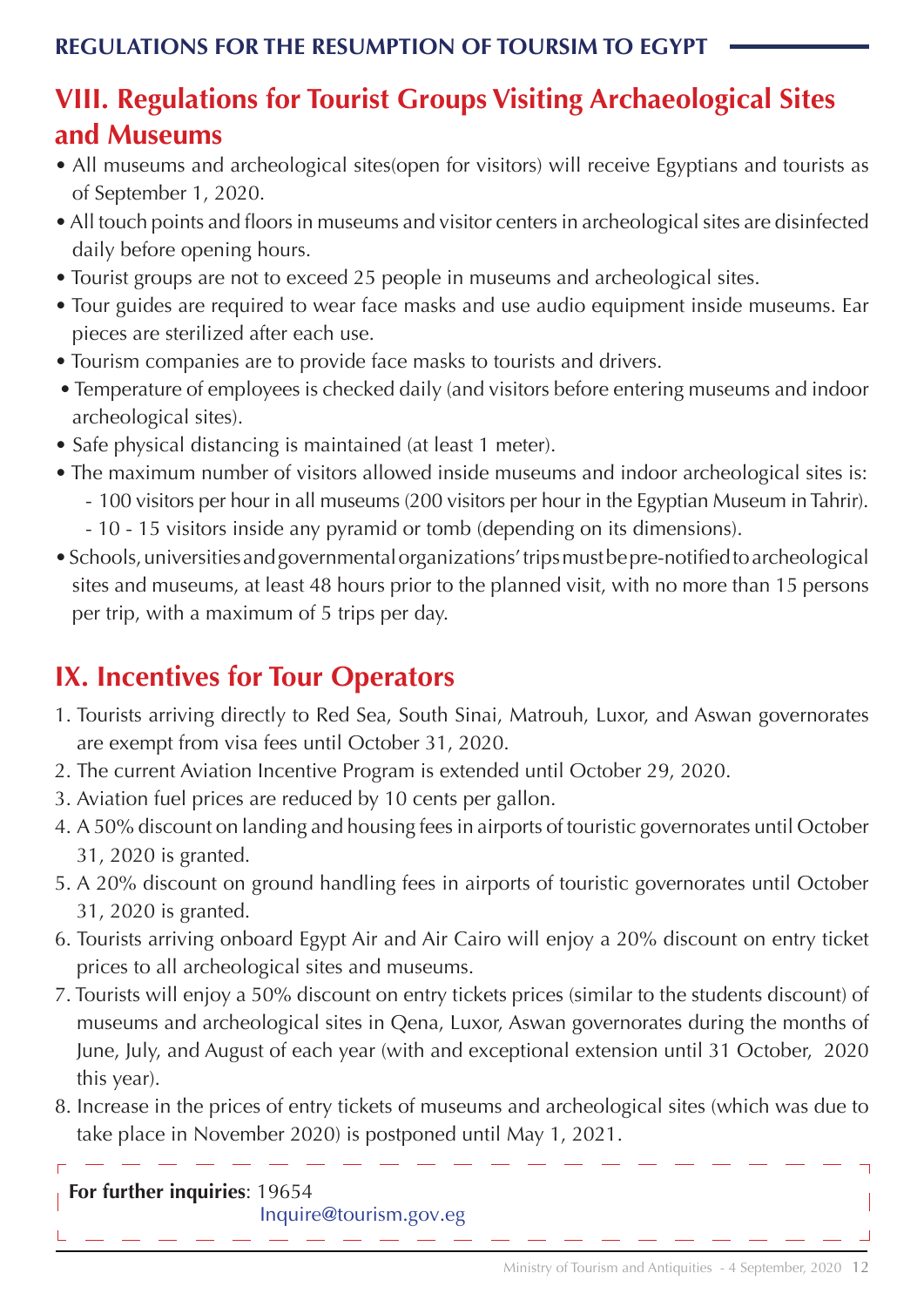## VIII. Regulations for Tourist Groups Visiting Archaeological Sites and Museums

- All museums and archeological sites(open for visitors) will receive Egyptians and tourists as of September 1, 2020.
- All touch points and floors in museums and visitor centers in archeological sites are disinfected daily before opening hours.
- Tourist groups are not to exceed 25 people in museums and archeological sites.
- Tour guides are required to wear face masks and use audio equipment inside museums. Ear pieces are sterilized after each use.
- Tourism companies are to provide face masks to tourists and drivers.
- Temperature of employees is checked daily (and visitors before entering museums and indoor archeological sites).
- Safe physical distancing is maintained (at least 1 meter).
- The maximum number of visitors allowed inside museums and indoor archeological sites is:
  - 100 visitors per hour in all museums (200 visitors per hour in the Egyptian Museum in Tahrir).
  - 10 - 15 visitors inside any pyramid or tomb (depending on its dimensions).
- Schools, universities and governmental organizations' trips must be pre-notified to archeological sites and museums, at least 48 hours prior to the planned visit, with no more than 15 persons per trip, with a maximum of 5 trips per day.

## IX. Incentives for Tour Operators

1. Tourists arriving directly to Red Sea, South Sinai, Matrouh, Luxor, and Aswan governorates are exempt from visa fees until October 31, 2020.
2. The current Aviation Incentive Program is extended until October 29, 2020.
3. Aviation fuel prices are reduced by 10 cents per gallon.
4. A 50% discount on landing and housing fees in airports of touristic governorates until October 31, 2020 is granted.
5. A 20% discount on ground handling fees in airports of touristic governorates until October 31, 2020 is granted.
6. Tourists arriving onboard Egypt Air and Air Cairo will enjoy a 20% discount on entry ticket prices to all archeological sites and museums.
7. Tourists will enjoy a 50% discount on entry tickets prices (similar to the students discount) of museums and archeological sites in Qena, Luxor, Aswan governorates during the months of June, July, and August of each year (with and exceptional extension until 31 October, 2020 this year).
8. Increase in the prices of entry tickets of museums and archeological sites (which was due to take place in November 2020) is postponed until May 1, 2021.

**For further inquiries**: 19654
Inquire@tourism.gov.eg